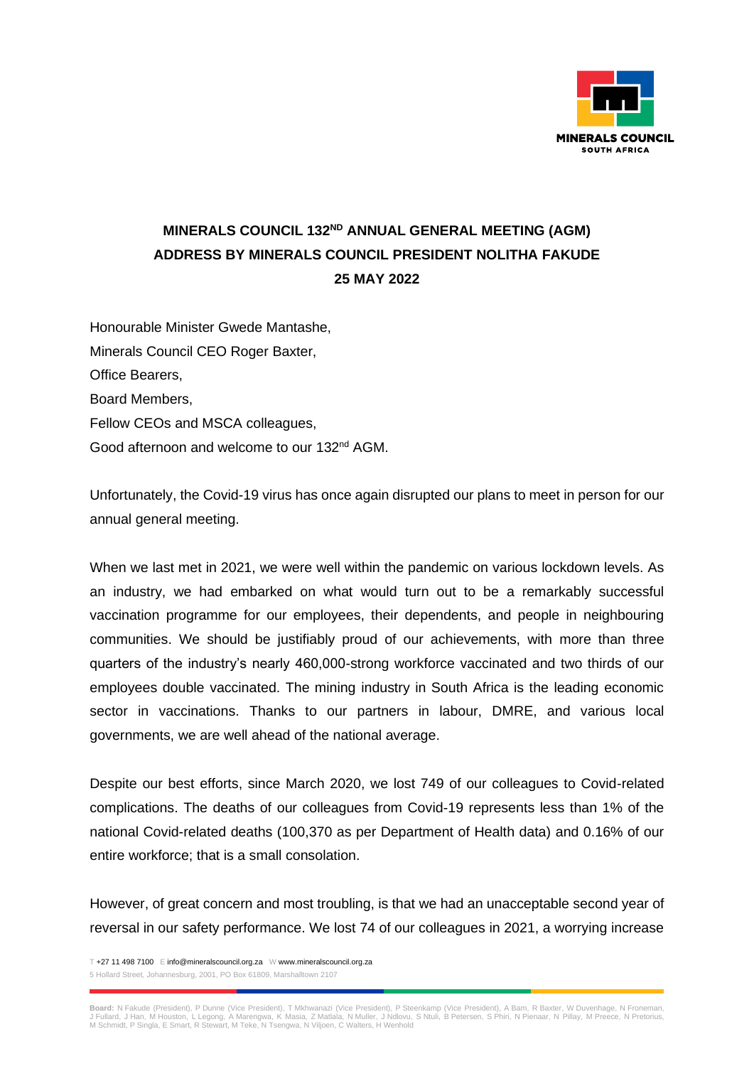**MINERALS COUNCIL 132ND ANNUAL GENERAL MEETING (AGM)**
**ADDRESS BY MINERALS COUNCIL PRESIDENT NOLITHA FAKUDE**
**25 MAY 2022**

Honourable Minister Gwede Mantashe,
Minerals Council CEO Roger Baxter,
Office Bearers,
Board Members,
Fellow CEOs and MSCA colleagues,
Good afternoon and welcome to our 132nd AGM.

Unfortunately, the Covid-19 virus has once again disrupted our plans to meet in person for our annual general meeting.

When we last met in 2021, we were well within the pandemic on various lockdown levels. As an industry, we had embarked on what would turn out to be a remarkably successful vaccination programme for our employees, their dependents, and people in neighbouring communities. We should be justifiably proud of our achievements, with more than three quarters of the industry's nearly 460,000-strong workforce vaccinated and two thirds of our employees double vaccinated. The mining industry in South Africa is the leading economic sector in vaccinations. Thanks to our partners in labour, DMRE, and various local governments, we are well ahead of the national average.

Despite our best efforts, since March 2020, we lost 749 of our colleagues to Covid-related complications. The deaths of our colleagues from Covid-19 represents less than 1% of the national Covid-related deaths (100,370 as per Department of Health data) and 0.16% of our entire workforce; that is a small consolation.

However, of great concern and most troubling, is that we had an unacceptable second year of reversal in our safety performance. We lost 74 of our colleagues in 2021, a worrying increase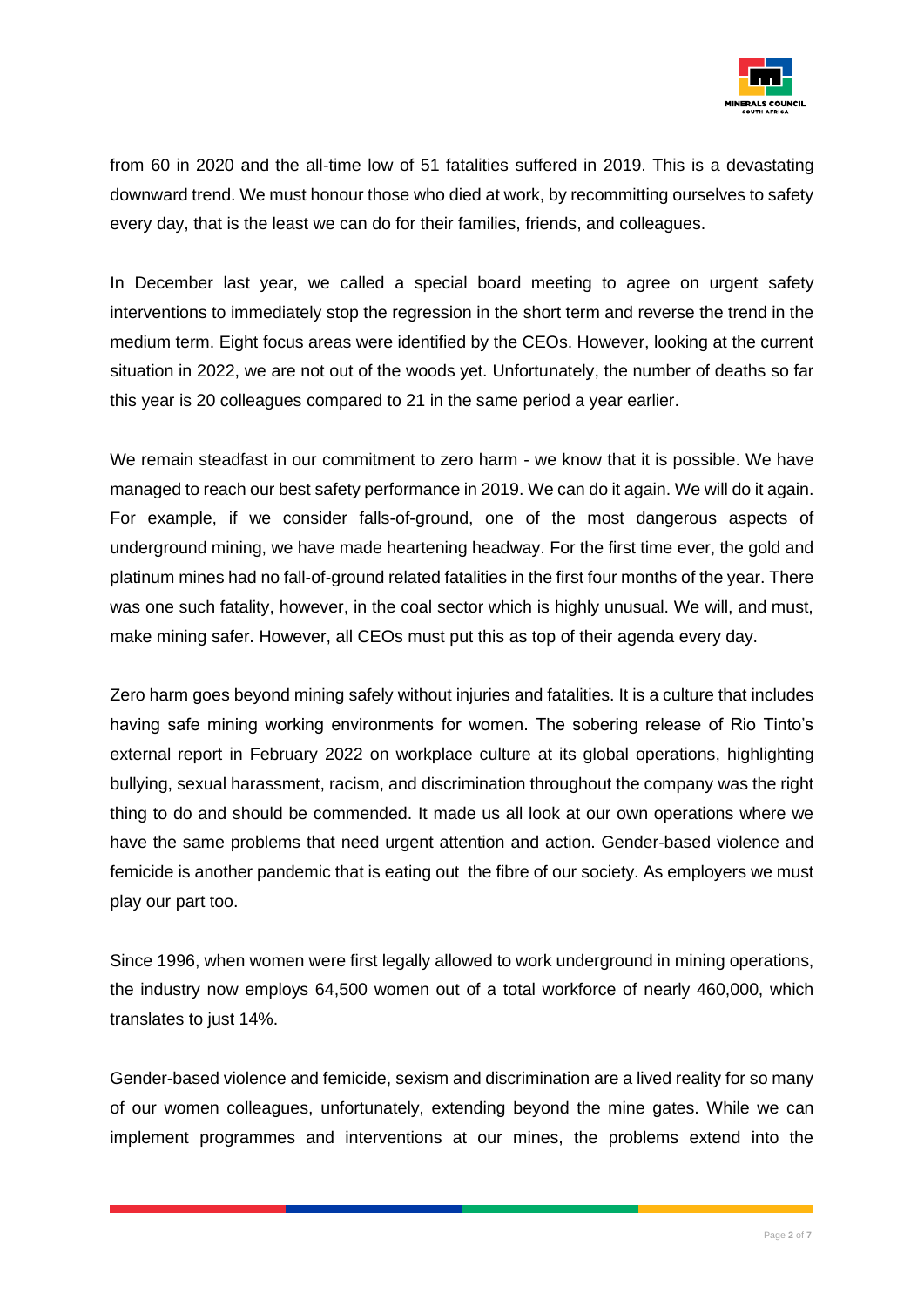from 60 in 2020 and the all-time low of 51 fatalities suffered in 2019. This is a devastating downward trend. We must honour those who died at work, by recommitting ourselves to safety every day, that is the least we can do for their families, friends, and colleagues.

In December last year, we called a special board meeting to agree on urgent safety interventions to immediately stop the regression in the short term and reverse the trend in the medium term. Eight focus areas were identified by the CEOs. However, looking at the current situation in 2022, we are not out of the woods yet. Unfortunately, the number of deaths so far this year is 20 colleagues compared to 21 in the same period a year earlier.

We remain steadfast in our commitment to zero harm - we know that it is possible. We have managed to reach our best safety performance in 2019. We can do it again. We will do it again. For example, if we consider falls-of-ground, one of the most dangerous aspects of underground mining, we have made heartening headway. For the first time ever, the gold and platinum mines had no fall-of-ground related fatalities in the first four months of the year. There was one such fatality, however, in the coal sector which is highly unusual. We will, and must, make mining safer. However, all CEOs must put this as top of their agenda every day.

Zero harm goes beyond mining safely without injuries and fatalities. It is a culture that includes having safe mining working environments for women. The sobering release of Rio Tinto's external report in February 2022 on workplace culture at its global operations, highlighting bullying, sexual harassment, racism, and discrimination throughout the company was the right thing to do and should be commended. It made us all look at our own operations where we have the same problems that need urgent attention and action. Gender-based violence and femicide is another pandemic that is eating out the fibre of our society. As employers we must play our part too.

Since 1996, when women were first legally allowed to work underground in mining operations, the industry now employs 64,500 women out of a total workforce of nearly 460,000, which translates to just 14%.

Gender-based violence and femicide, sexism and discrimination are a lived reality for so many of our women colleagues, unfortunately, extending beyond the mine gates. While we can implement programmes and interventions at our mines, the problems extend into the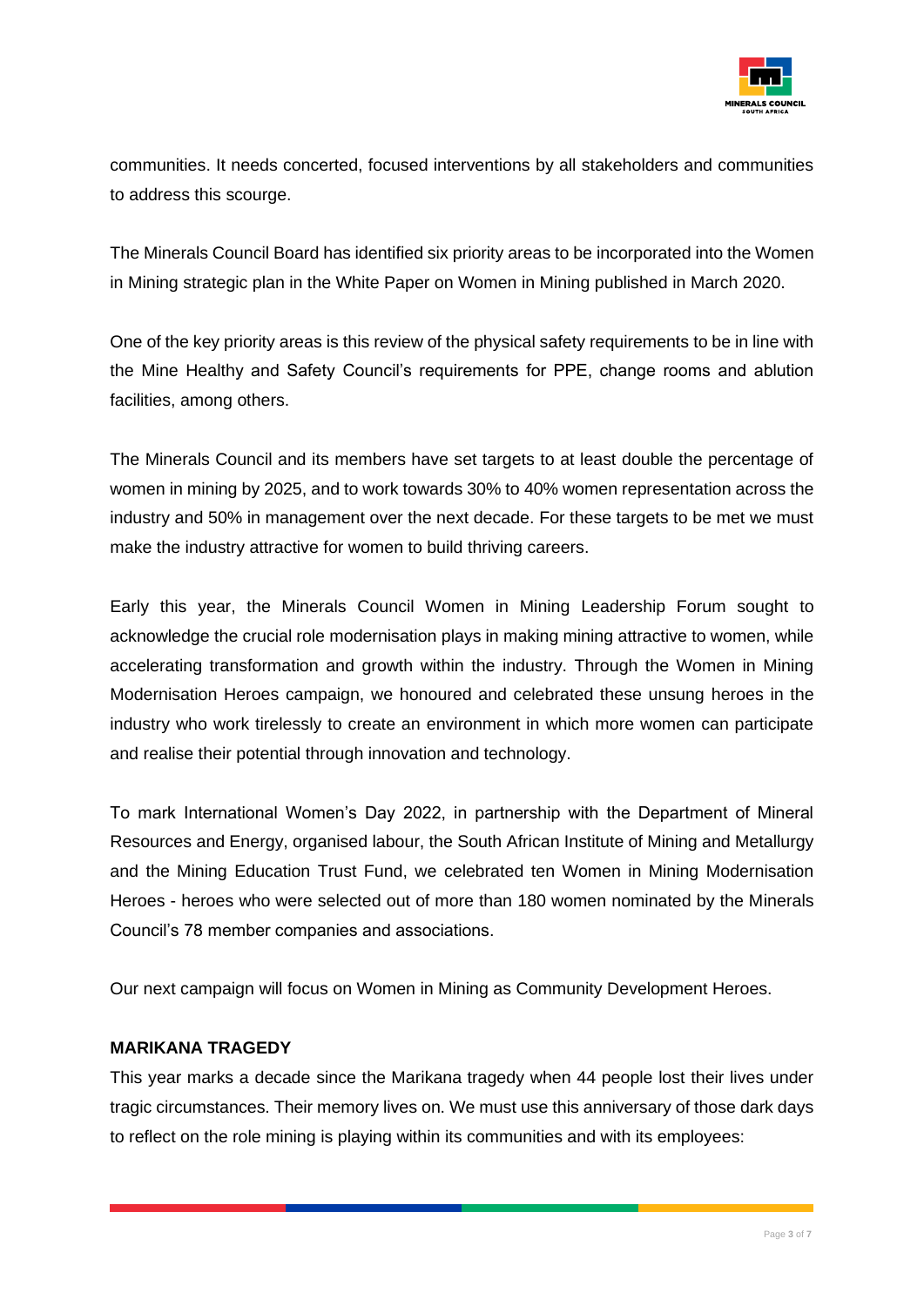communities. It needs concerted, focused interventions by all stakeholders and communities to address this scourge.

The Minerals Council Board has identified six priority areas to be incorporated into the Women in Mining strategic plan in the White Paper on Women in Mining published in March 2020.

One of the key priority areas is this review of the physical safety requirements to be in line with the Mine Healthy and Safety Council's requirements for PPE, change rooms and ablution facilities, among others.

The Minerals Council and its members have set targets to at least double the percentage of women in mining by 2025, and to work towards 30% to 40% women representation across the industry and 50% in management over the next decade. For these targets to be met we must make the industry attractive for women to build thriving careers.

Early this year, the Minerals Council Women in Mining Leadership Forum sought to acknowledge the crucial role modernisation plays in making mining attractive to women, while accelerating transformation and growth within the industry. Through the Women in Mining Modernisation Heroes campaign, we honoured and celebrated these unsung heroes in the industry who work tirelessly to create an environment in which more women can participate and realise their potential through innovation and technology.

To mark International Women's Day 2022, in partnership with the Department of Mineral Resources and Energy, organised labour, the South African Institute of Mining and Metallurgy and the Mining Education Trust Fund, we celebrated ten Women in Mining Modernisation Heroes - heroes who were selected out of more than 180 women nominated by the Minerals Council's 78 member companies and associations.

Our next campaign will focus on Women in Mining as Community Development Heroes.

**MARIKANA TRAGEDY**

This year marks a decade since the Marikana tragedy when 44 people lost their lives under tragic circumstances. Their memory lives on. We must use this anniversary of those dark days to reflect on the role mining is playing within its communities and with its employees: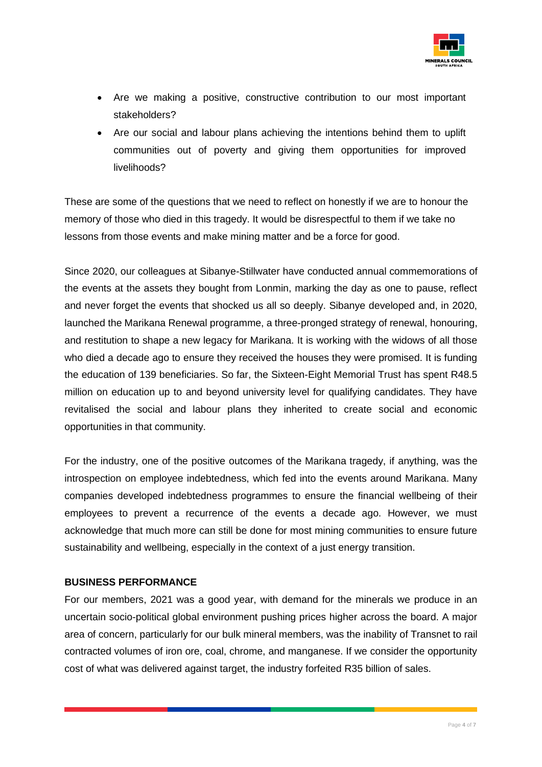- Are we making a positive, constructive contribution to our most important stakeholders?
- Are our social and labour plans achieving the intentions behind them to uplift communities out of poverty and giving them opportunities for improved livelihoods?

These are some of the questions that we need to reflect on honestly if we are to honour the memory of those who died in this tragedy. It would be disrespectful to them if we take no lessons from those events and make mining matter and be a force for good.

Since 2020, our colleagues at Sibanye-Stillwater have conducted annual commemorations of the events at the assets they bought from Lonmin, marking the day as one to pause, reflect and never forget the events that shocked us all so deeply. Sibanye developed and, in 2020, launched the Marikana Renewal programme, a three-pronged strategy of renewal, honouring, and restitution to shape a new legacy for Marikana. It is working with the widows of all those who died a decade ago to ensure they received the houses they were promised. It is funding the education of 139 beneficiaries. So far, the Sixteen-Eight Memorial Trust has spent R48.5 million on education up to and beyond university level for qualifying candidates. They have revitalised the social and labour plans they inherited to create social and economic opportunities in that community.

For the industry, one of the positive outcomes of the Marikana tragedy, if anything, was the introspection on employee indebtedness, which fed into the events around Marikana. Many companies developed indebtedness programmes to ensure the financial wellbeing of their employees to prevent a recurrence of the events a decade ago. However, we must acknowledge that much more can still be done for most mining communities to ensure future sustainability and wellbeing, especially in the context of a just energy transition.

**BUSINESS PERFORMANCE**

For our members, 2021 was a good year, with demand for the minerals we produce in an uncertain socio-political global environment pushing prices higher across the board. A major area of concern, particularly for our bulk mineral members, was the inability of Transnet to rail contracted volumes of iron ore, coal, chrome, and manganese. If we consider the opportunity cost of what was delivered against target, the industry forfeited R35 billion of sales.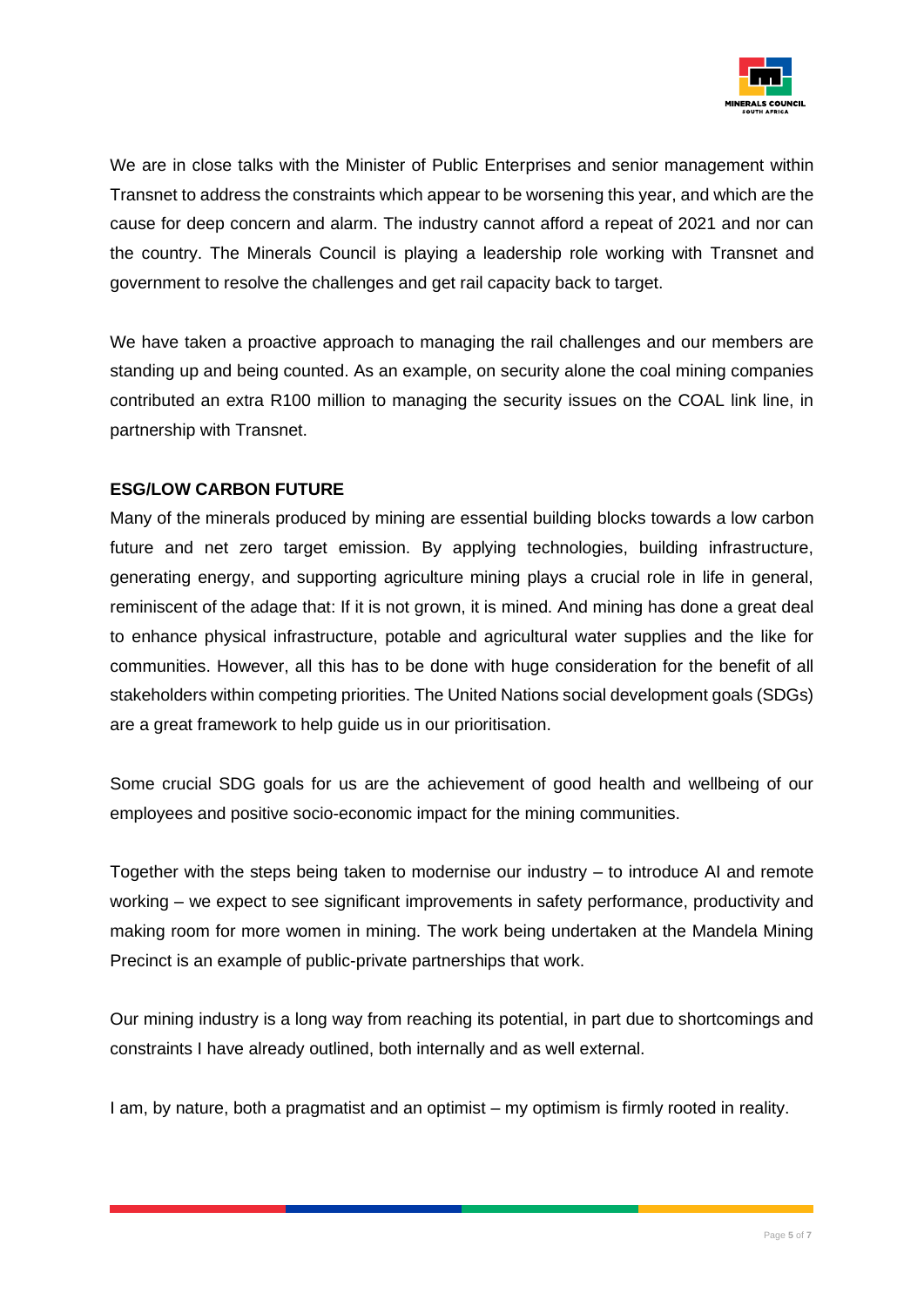We are in close talks with the Minister of Public Enterprises and senior management within Transnet to address the constraints which appear to be worsening this year, and which are the cause for deep concern and alarm. The industry cannot afford a repeat of 2021 and nor can the country. The Minerals Council is playing a leadership role working with Transnet and government to resolve the challenges and get rail capacity back to target.

We have taken a proactive approach to managing the rail challenges and our members are standing up and being counted. As an example, on security alone the coal mining companies contributed an extra R100 million to managing the security issues on the COAL link line, in partnership with Transnet.

**ESG/LOW CARBON FUTURE**

Many of the minerals produced by mining are essential building blocks towards a low carbon future and net zero target emission. By applying technologies, building infrastructure, generating energy, and supporting agriculture mining plays a crucial role in life in general, reminiscent of the adage that: If it is not grown, it is mined. And mining has done a great deal to enhance physical infrastructure, potable and agricultural water supplies and the like for communities. However, all this has to be done with huge consideration for the benefit of all stakeholders within competing priorities. The United Nations social development goals (SDGs) are a great framework to help guide us in our prioritisation.

Some crucial SDG goals for us are the achievement of good health and wellbeing of our employees and positive socio-economic impact for the mining communities.

Together with the steps being taken to modernise our industry – to introduce AI and remote working – we expect to see significant improvements in safety performance, productivity and making room for more women in mining. The work being undertaken at the Mandela Mining Precinct is an example of public-private partnerships that work.

Our mining industry is a long way from reaching its potential, in part due to shortcomings and constraints I have already outlined, both internally and as well external.

I am, by nature, both a pragmatist and an optimist – my optimism is firmly rooted in reality.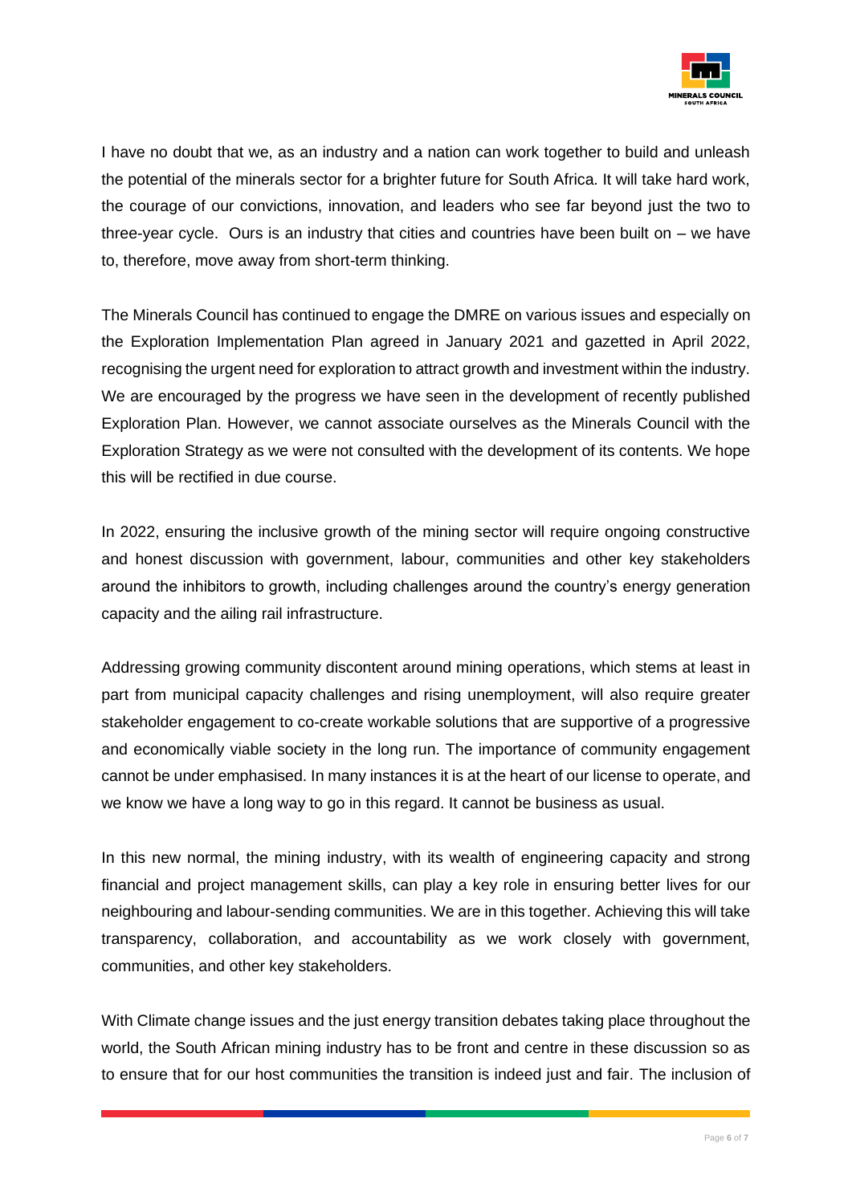I have no doubt that we, as an industry and a nation can work together to build and unleash the potential of the minerals sector for a brighter future for South Africa. It will take hard work, the courage of our convictions, innovation, and leaders who see far beyond just the two to three-year cycle.  Ours is an industry that cities and countries have been built on – we have to, therefore, move away from short-term thinking.

The Minerals Council has continued to engage the DMRE on various issues and especially on the Exploration Implementation Plan agreed in January 2021 and gazetted in April 2022, recognising the urgent need for exploration to attract growth and investment within the industry. We are encouraged by the progress we have seen in the development of recently published Exploration Plan. However, we cannot associate ourselves as the Minerals Council with the Exploration Strategy as we were not consulted with the development of its contents. We hope this will be rectified in due course.

In 2022, ensuring the inclusive growth of the mining sector will require ongoing constructive and honest discussion with government, labour, communities and other key stakeholders around the inhibitors to growth, including challenges around the country's energy generation capacity and the ailing rail infrastructure.

Addressing growing community discontent around mining operations, which stems at least in part from municipal capacity challenges and rising unemployment, will also require greater stakeholder engagement to co-create workable solutions that are supportive of a progressive and economically viable society in the long run. The importance of community engagement cannot be under emphasised. In many instances it is at the heart of our license to operate, and we know we have a long way to go in this regard. It cannot be business as usual.

In this new normal, the mining industry, with its wealth of engineering capacity and strong financial and project management skills, can play a key role in ensuring better lives for our neighbouring and labour-sending communities. We are in this together. Achieving this will take transparency, collaboration, and accountability as we work closely with government, communities, and other key stakeholders.

With Climate change issues and the just energy transition debates taking place throughout the world, the South African mining industry has to be front and centre in these discussion so as to ensure that for our host communities the transition is indeed just and fair. The inclusion of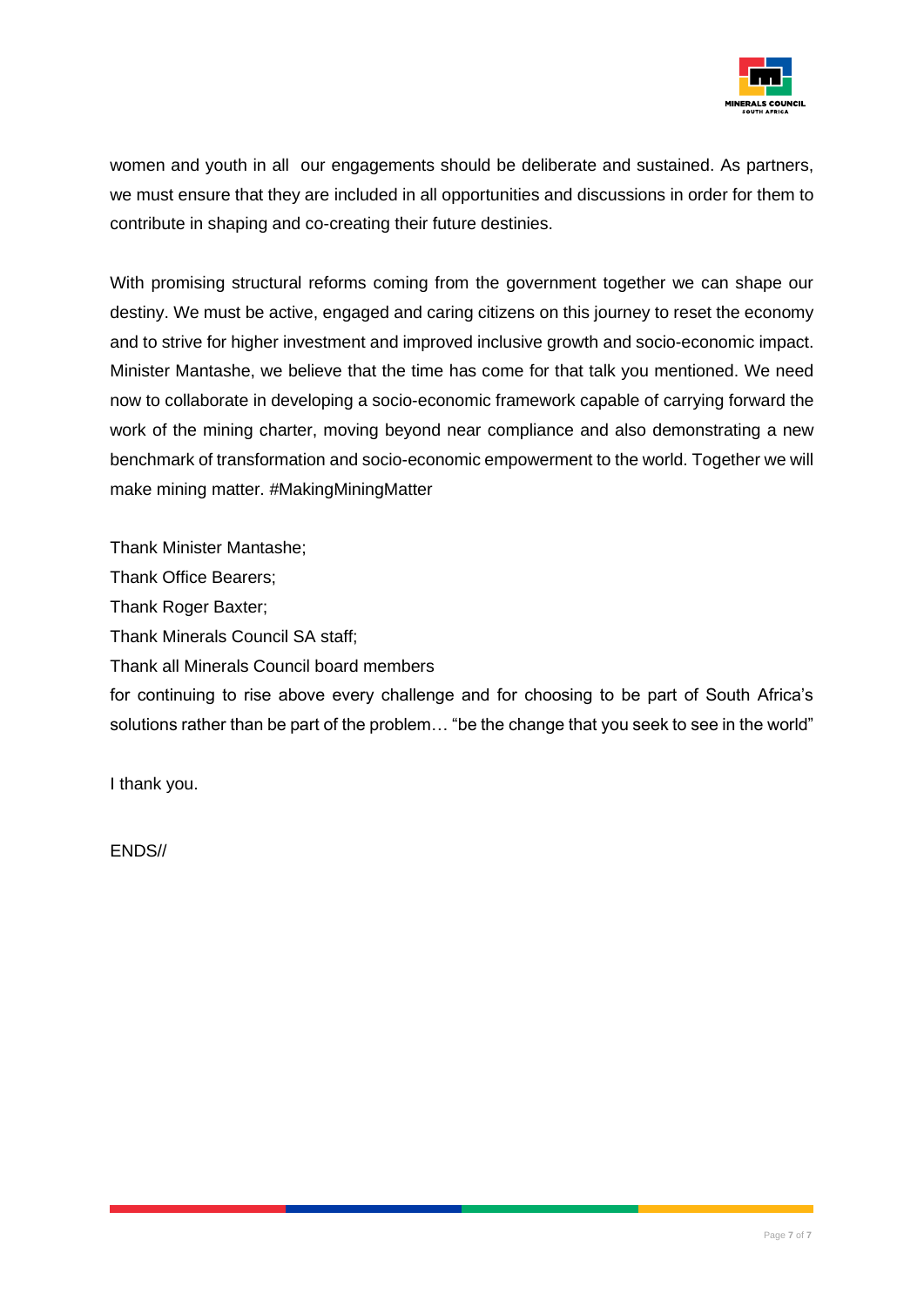women and youth in all our engagements should be deliberate and sustained. As partners, we must ensure that they are included in all opportunities and discussions in order for them to contribute in shaping and co-creating their future destinies.

With promising structural reforms coming from the government together we can shape our destiny. We must be active, engaged and caring citizens on this journey to reset the economy and to strive for higher investment and improved inclusive growth and socio-economic impact. Minister Mantashe, we believe that the time has come for that talk you mentioned. We need now to collaborate in developing a socio-economic framework capable of carrying forward the work of the mining charter, moving beyond near compliance and also demonstrating a new benchmark of transformation and socio-economic empowerment to the world. Together we will make mining matter. #MakingMiningMatter

Thank Minister Mantashe;
Thank Office Bearers;
Thank Roger Baxter;
Thank Minerals Council SA staff;
Thank all Minerals Council board members
for continuing to rise above every challenge and for choosing to be part of South Africa's solutions rather than be part of the problem… "be the change that you seek to see in the world"

I thank you.

ENDS//